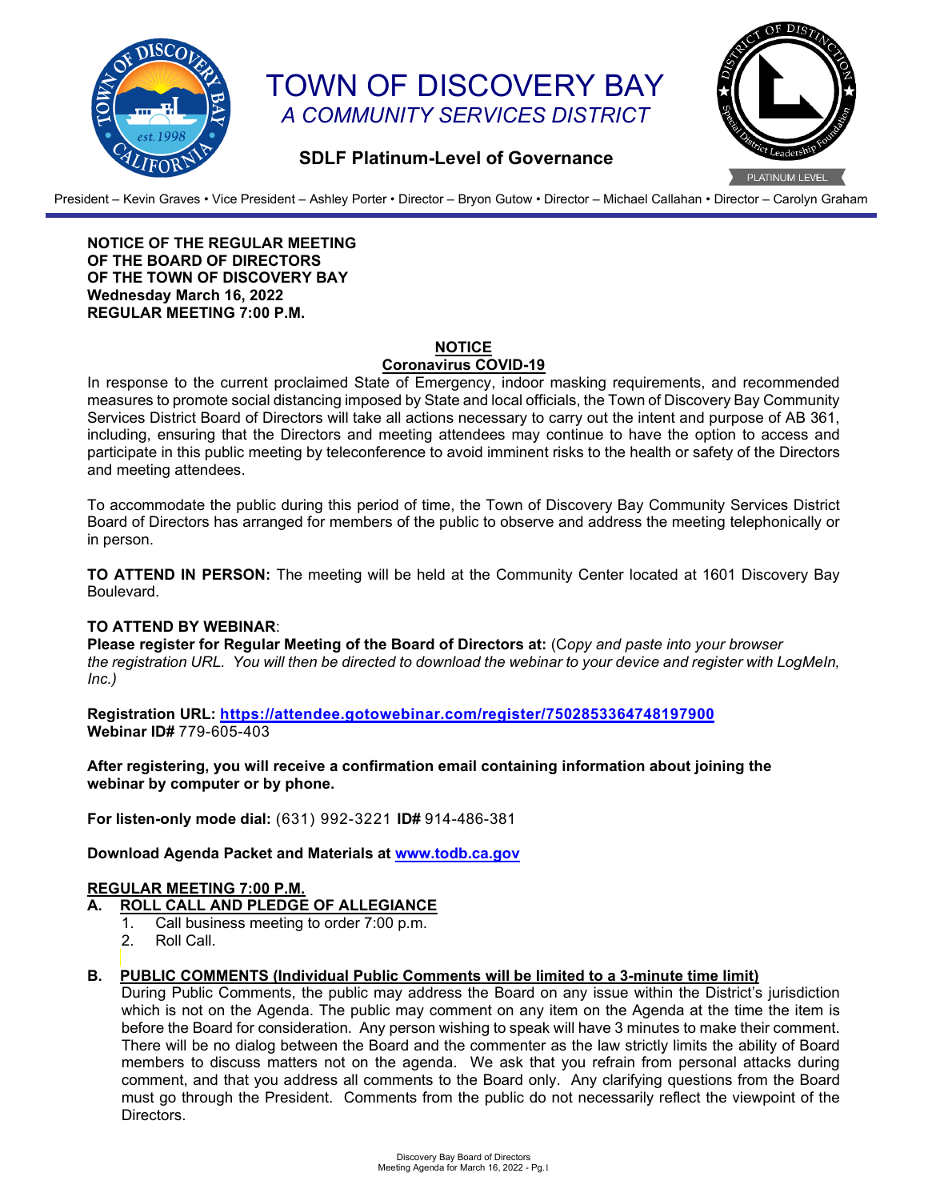# TOWN OF DISCOVERY BAY

*A COMMUNITY SERVICES DISTRICT*

**SDLF Platinum-Level of Governance**

President – Kevin Graves • Vice President – Ashley Porter • Director – Bryon Gutow • Director – Michael Callahan • Director – Carolyn Graham

**NOTICE OF THE REGULAR MEETING**
**OF THE BOARD OF DIRECTORS**
**OF THE TOWN OF DISCOVERY BAY**
**Wednesday March 16, 2022**
**REGULAR MEETING 7:00 P.M.**

**NOTICE**
**Coronavirus COVID-19**

In response to the current proclaimed State of Emergency, indoor masking requirements, and recommended measures to promote social distancing imposed by State and local officials, the Town of Discovery Bay Community Services District Board of Directors will take all actions necessary to carry out the intent and purpose of AB 361, including, ensuring that the Directors and meeting attendees may continue to have the option to access and participate in this public meeting by teleconference to avoid imminent risks to the health or safety of the Directors and meeting attendees.

To accommodate the public during this period of time, the Town of Discovery Bay Community Services District Board of Directors has arranged for members of the public to observe and address the meeting telephonically or in person.

**TO ATTEND IN PERSON:** The meeting will be held at the Community Center located at 1601 Discovery Bay Boulevard.

**TO ATTEND BY WEBINAR**:
**Please register for Regular Meeting of the Board of Directors at:** (C*opy and paste into your browser the registration URL. You will then be directed to download the webinar to your device and register with LogMeIn, Inc.)*

**Registration URL: https://attendee.gotowebinar.com/register/7502853364748197900**
**Webinar ID#** 779-605-403

**After registering, you will receive a confirmation email containing information about joining the webinar by computer or by phone.**

**For listen-only mode dial:** (631) 992-3221 **ID#** 914-486-381

**Download Agenda Packet and Materials at www.todb.ca.gov**

**REGULAR MEETING 7:00 P.M.**

**A. ROLL CALL AND PLEDGE OF ALLEGIANCE**
1. Call business meeting to order 7:00 p.m.
2. Roll Call.

**B. PUBLIC COMMENTS (Individual Public Comments will be limited to a 3-minute time limit)**

During Public Comments, the public may address the Board on any issue within the District's jurisdiction which is not on the Agenda. The public may comment on any item on the Agenda at the time the item is before the Board for consideration. Any person wishing to speak will have 3 minutes to make their comment. There will be no dialog between the Board and the commenter as the law strictly limits the ability of Board members to discuss matters not on the agenda. We ask that you refrain from personal attacks during comment, and that you address all comments to the Board only. Any clarifying questions from the Board must go through the President. Comments from the public do not necessarily reflect the viewpoint of the Directors.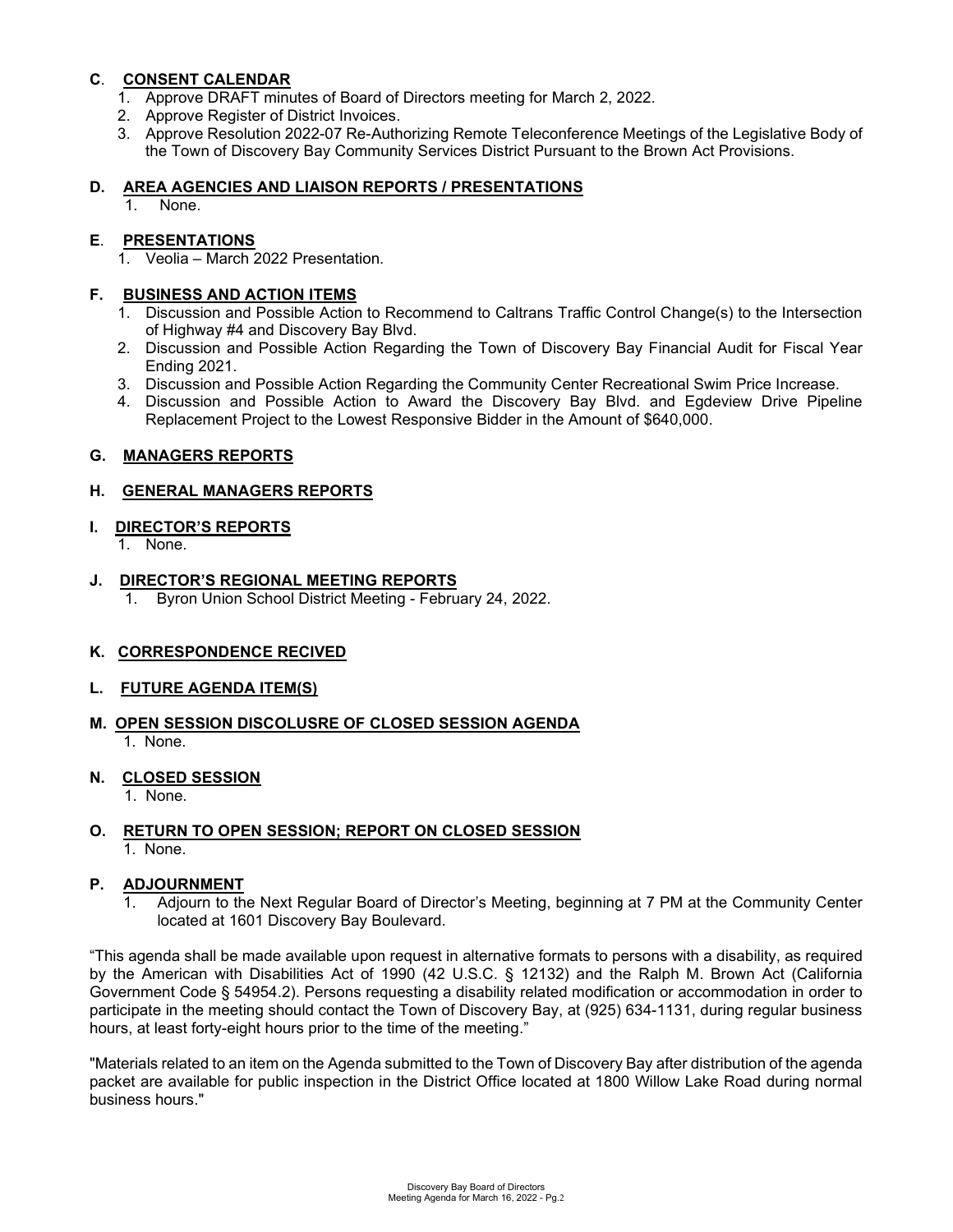## C. CONSENT CALENDAR

1. Approve DRAFT minutes of Board of Directors meeting for March 2, 2022.
2. Approve Register of District Invoices.
3. Approve Resolution 2022-07 Re-Authorizing Remote Teleconference Meetings of the Legislative Body of the Town of Discovery Bay Community Services District Pursuant to the Brown Act Provisions.

## D. AREA AGENCIES AND LIAISON REPORTS / PRESENTATIONS

1. None.

## E. PRESENTATIONS

1. Veolia – March 2022 Presentation.

## F. BUSINESS AND ACTION ITEMS

1. Discussion and Possible Action to Recommend to Caltrans Traffic Control Change(s) to the Intersection of Highway #4 and Discovery Bay Blvd.
2. Discussion and Possible Action Regarding the Town of Discovery Bay Financial Audit for Fiscal Year Ending 2021.
3. Discussion and Possible Action Regarding the Community Center Recreational Swim Price Increase.
4. Discussion and Possible Action to Award the Discovery Bay Blvd. and Egdeview Drive Pipeline Replacement Project to the Lowest Responsive Bidder in the Amount of $640,000.

## G. MANAGERS REPORTS

## H. GENERAL MANAGERS REPORTS

## I. DIRECTOR'S REPORTS

1. None.

## J. DIRECTOR'S REGIONAL MEETING REPORTS

1. Byron Union School District Meeting - February 24, 2022.

## K. CORRESPONDENCE RECIVED

## L. FUTURE AGENDA ITEM(S)

## M. OPEN SESSION DISCOLUSRE OF CLOSED SESSION AGENDA

1. None.

## N. CLOSED SESSION

1. None.

## O. RETURN TO OPEN SESSION; REPORT ON CLOSED SESSION

1. None.

## P. ADJOURNMENT

1. Adjourn to the Next Regular Board of Director's Meeting, beginning at 7 PM at the Community Center located at 1601 Discovery Bay Boulevard.

"This agenda shall be made available upon request in alternative formats to persons with a disability, as required by the American with Disabilities Act of 1990 (42 U.S.C. § 12132) and the Ralph M. Brown Act (California Government Code § 54954.2). Persons requesting a disability related modification or accommodation in order to participate in the meeting should contact the Town of Discovery Bay, at (925) 634-1131, during regular business hours, at least forty-eight hours prior to the time of the meeting."

"Materials related to an item on the Agenda submitted to the Town of Discovery Bay after distribution of the agenda packet are available for public inspection in the District Office located at 1800 Willow Lake Road during normal business hours."